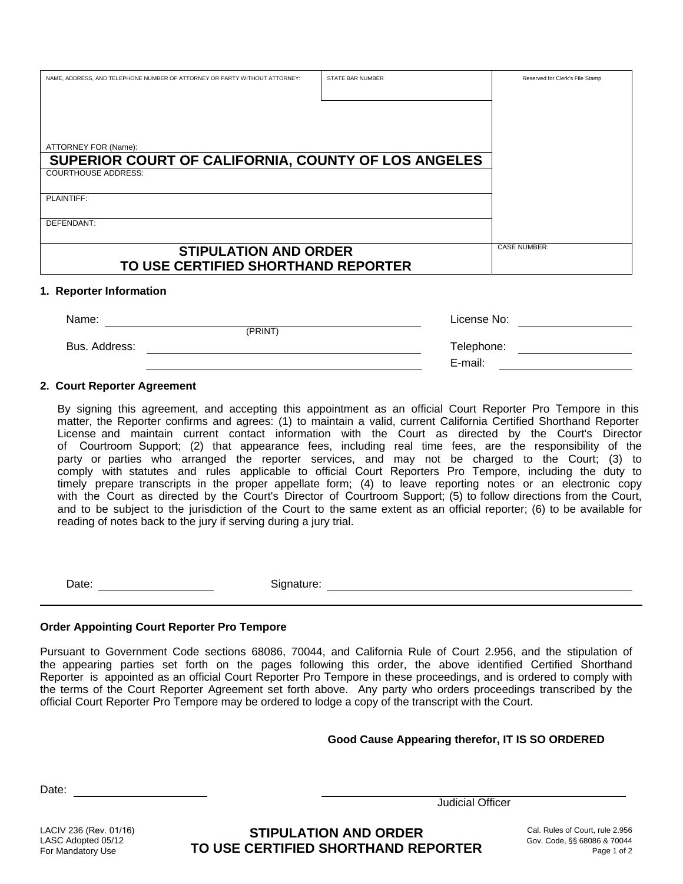| NAME, ADDRESS, AND TELEPHONE NUMBER OF ATTORNEY OR PARTY WITHOUT ATTORNEY: | STATE BAR NUMBER | Reserved for Clerk's File Stamp |
| --- | --- | --- |
| ATTORNEY FOR (Name): | | |
| **SUPERIOR COURT OF CALIFORNIA, COUNTY OF LOS ANGELES** | | |
| COURTHOUSE ADDRESS: | | |
| PLAINTIFF: | | |
| DEFENDANT: | | |
| **STIPULATION AND ORDER TO USE CERTIFIED SHORTHAND REPORTER** | | CASE NUMBER: |

**1. Reporter Information**

Name: ______________________________ (PRINT) License No: ____________

Bus. Address: ______________________________ Telephone: ____________

______________________________ E-mail: ____________

**2. Court Reporter Agreement**

By signing this agreement, and accepting this appointment as an official Court Reporter Pro Tempore in this matter, the Reporter confirms and agrees: (1) to maintain a valid, current California Certified Shorthand Reporter License and maintain current contact information with the Court as directed by the Court's Director of Courtroom Support; (2) that appearance fees, including real time fees, are the responsibility of the party or parties who arranged the reporter services, and may not be charged to the Court; (3) to comply with statutes and rules applicable to official Court Reporters Pro Tempore, including the duty to timely prepare transcripts in the proper appellate form; (4) to leave reporting notes or an electronic copy with the Court as directed by the Court's Director of Courtroom Support; (5) to follow directions from the Court, and to be subject to the jurisdiction of the Court to the same extent as an official reporter; (6) to be available for reading of notes back to the jury if serving during a jury trial.

Date: ____________ Signature: ______________________________

---

**Order Appointing Court Reporter Pro Tempore**

Pursuant to Government Code sections 68086, 70044, and California Rule of Court 2.956, and the stipulation of the appearing parties set forth on the pages following this order, the above identified Certified Shorthand Reporter is appointed as an official Court Reporter Pro Tempore in these proceedings, and is ordered to comply with the terms of the Court Reporter Agreement set forth above. Any party who orders proceedings transcribed by the official Court Reporter Pro Tempore may be ordered to lodge a copy of the transcript with the Court.

**Good Cause Appearing therefor, IT IS SO ORDERED**

Date: ____________ ______________________________

Judicial Officer

LACIV 236 (Rev. 01/16)
LASC Adopted 05/12
For Mandatory Use

**STIPULATION AND ORDER TO USE CERTIFIED SHORTHAND REPORTER**

Cal. Rules of Court, rule 2.956
Gov. Code, §§ 68086 & 70044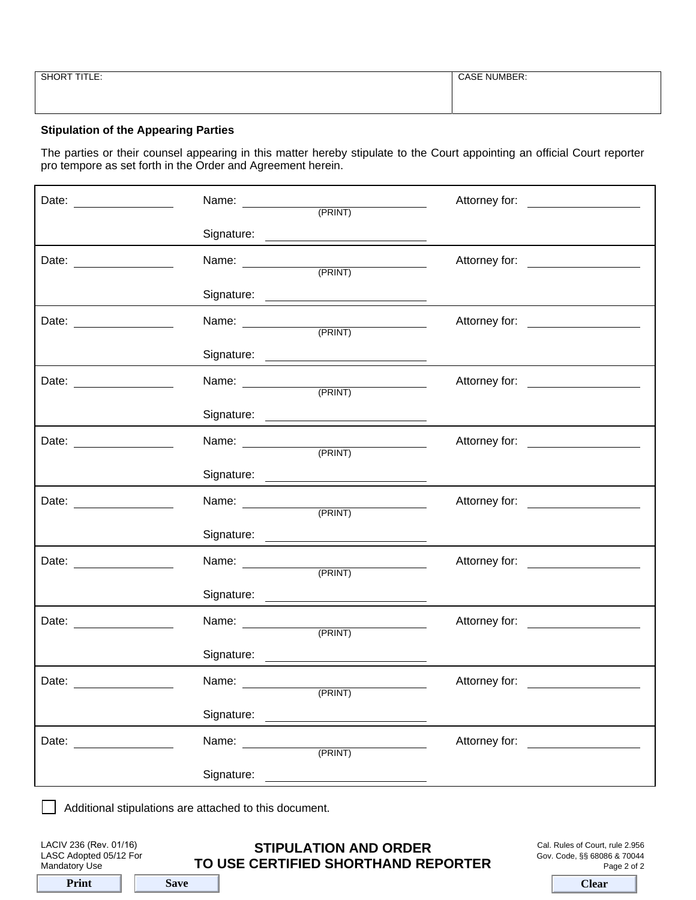| SHORT TITLE: | CASE NUMBER: |
| --- | --- |
| | |

**Stipulation of the Appearing Parties**

The parties or their counsel appearing in this matter hereby stipulate to the Court appointing an official Court reporter pro tempore as set forth in the Order and Agreement herein.

| | | |
| --- | --- | --- |
| Date: ______________ | Name: ______________________ (PRINT)<br>Signature: ______________________ | Attorney for: ______________ |
| Date: ______________ | Name: ______________________ (PRINT)<br>Signature: ______________________ | Attorney for: ______________ |
| Date: ______________ | Name: ______________________ (PRINT)<br>Signature: ______________________ | Attorney for: ______________ |
| Date: ______________ | Name: ______________________ (PRINT)<br>Signature: ______________________ | Attorney for: ______________ |
| Date: ______________ | Name: ______________________ (PRINT)<br>Signature: ______________________ | Attorney for: ______________ |
| Date: ______________ | Name: ______________________ (PRINT)<br>Signature: ______________________ | Attorney for: ______________ |
| Date: ______________ | Name: ______________________ (PRINT)<br>Signature: ______________________ | Attorney for: ______________ |
| Date: ______________ | Name: ______________________ (PRINT)<br>Signature: ______________________ | Attorney for: ______________ |
| Date: ______________ | Name: ______________________ (PRINT)<br>Signature: ______________________ | Attorney for: ______________ |
| Date: ______________ | Name: ______________________ (PRINT)<br>Signature: ______________________ | Attorney for: ______________ |

☐ Additional stipulations are attached to this document.

LACIV 236 (Rev. 01/16)
LASC Adopted 05/12 For Mandatory Use

**STIPULATION AND ORDER TO USE CERTIFIED SHORTHAND REPORTER**

Cal. Rules of Court, rule 2.956
Gov. Code, §§ 68086 & 70044

Print | Save | Clear